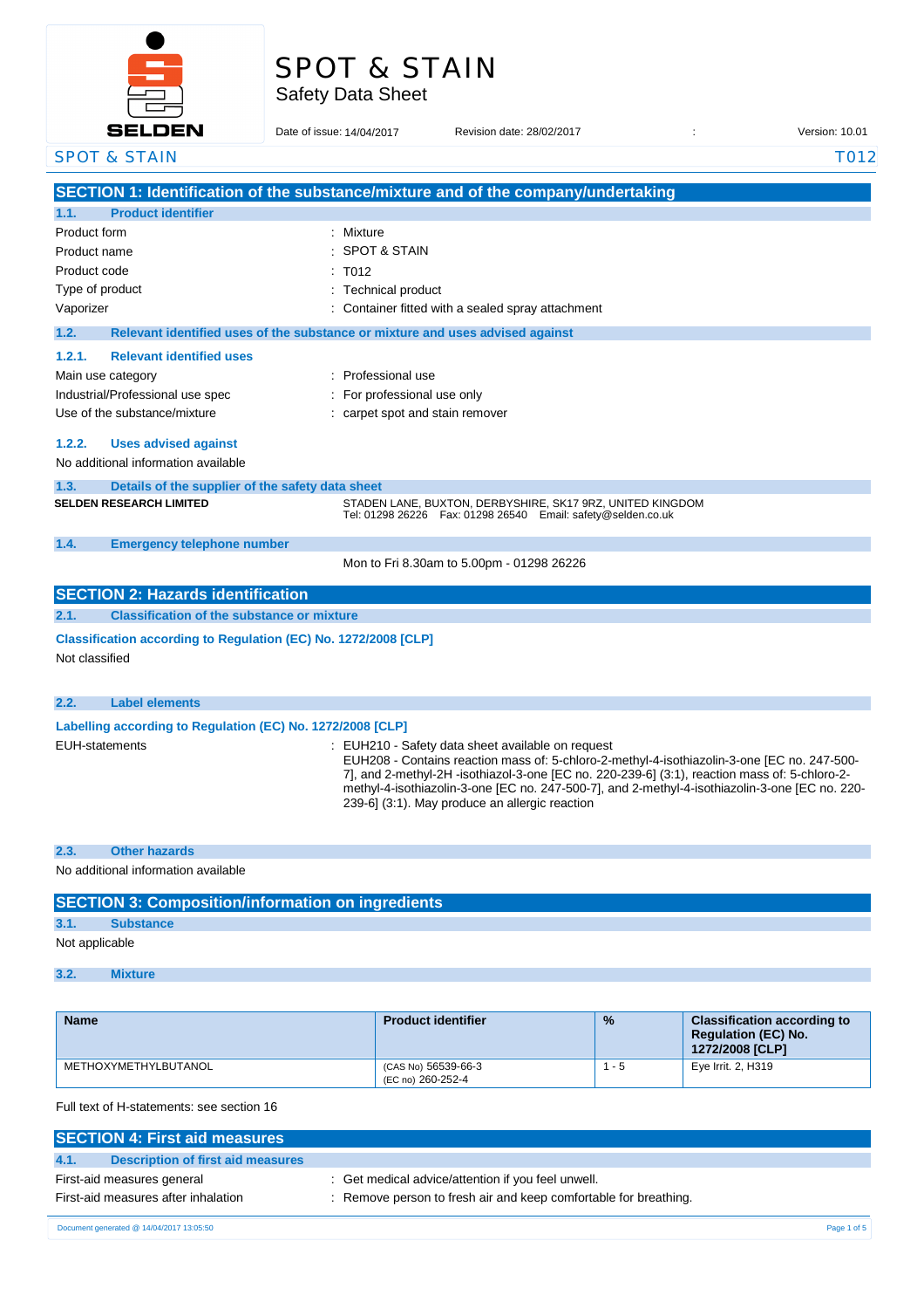# SPOT & STAIN

Safety Data Sheet

Date of issue: 14/04/2017 Revision date: 28/02/2017 : Version: 10.01

SPOT & STAIN T012

## SECTION 1: Identification of the substance/mixture and of the company/undertaking

### 1.1. Product identifier

Product form : Mixture
Product name : SPOT & STAIN
Product code : T012
Type of product : Technical product
Vaporizer : Container fitted with a sealed spray attachment

### 1.2. Relevant identified uses of the substance or mixture and uses advised against

#### 1.2.1. Relevant identified uses

Main use category : Professional use
Industrial/Professional use spec : For professional use only
Use of the substance/mixture : carpet spot and stain remover

#### 1.2.2. Uses advised against

No additional information available

### 1.3. Details of the supplier of the safety data sheet

**SELDEN RESEARCH LIMITED**
STADEN LANE, BUXTON, DERBYSHIRE, SK17 9RZ, UNITED KINGDOM
Tel: 01298 26226 Fax: 01298 26540 Email: safety@selden.co.uk

### 1.4. Emergency telephone number

Mon to Fri 8.30am to 5.00pm - 01298 26226

## SECTION 2: Hazards identification

### 2.1. Classification of the substance or mixture

**Classification according to Regulation (EC) No. 1272/2008 [CLP]**

Not classified

### 2.2. Label elements

**Labelling according to Regulation (EC) No. 1272/2008 [CLP]**

EUH-statements : EUH210 - Safety data sheet available on request
EUH208 - Contains reaction mass of: 5-chloro-2-methyl-4-isothiazolin-3-one [EC no. 247-500-7], and 2-methyl-2H -isothiazol-3-one [EC no. 220-239-6] (3:1), reaction mass of: 5-chloro-2-methyl-4-isothiazolin-3-one [EC no. 247-500-7], and 2-methyl-4-isothiazolin-3-one [EC no. 220-239-6] (3:1). May produce an allergic reaction

### 2.3. Other hazards

No additional information available

## SECTION 3: Composition/information on ingredients

### 3.1. Substance

Not applicable

### 3.2. Mixture

| Name | Product identifier | % | Classification according to Regulation (EC) No. 1272/2008 [CLP] |
|---|---|---|---|
| METHOXYMETHYLBUTANOL | (CAS No) 56539-66-3<br>(EC no) 260-252-4 | 1 - 5 | Eye Irrit. 2, H319 |

Full text of H-statements: see section 16

## SECTION 4: First aid measures

### 4.1. Description of first aid measures

First-aid measures general : Get medical advice/attention if you feel unwell.
First-aid measures after inhalation : Remove person to fresh air and keep comfortable for breathing.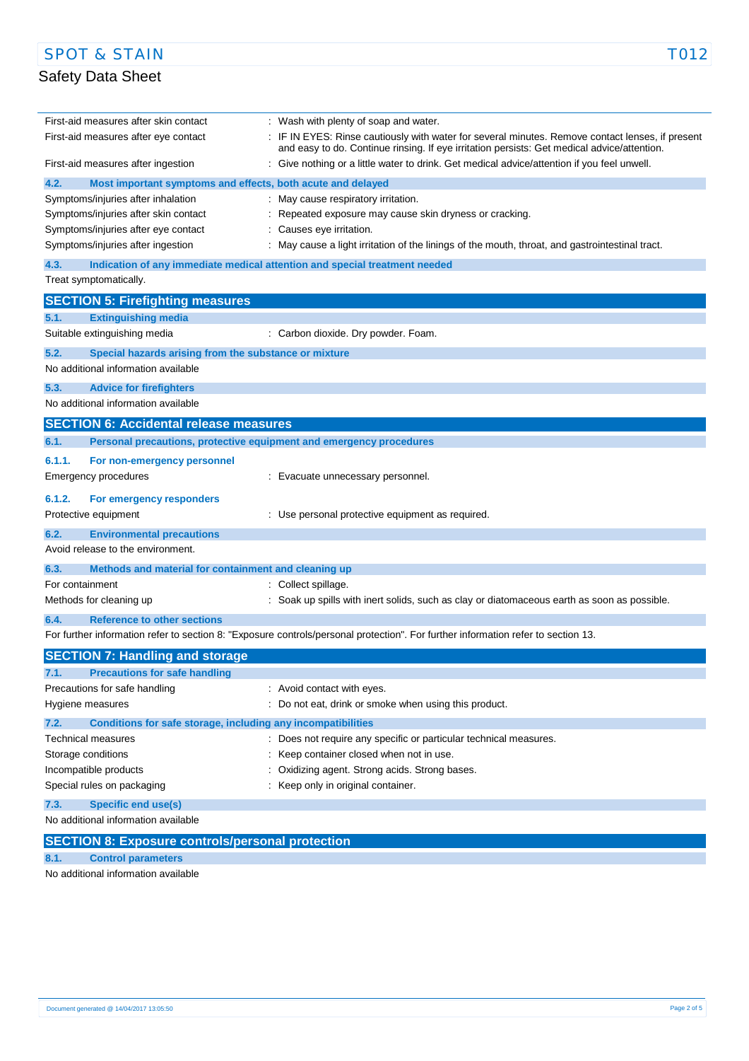First-aid measures after skin contact : Wash with plenty of soap and water.

First-aid measures after eye contact : IF IN EYES: Rinse cautiously with water for several minutes. Remove contact lenses, if present and easy to do. Continue rinsing. If eye irritation persists: Get medical advice/attention.

First-aid measures after ingestion : Give nothing or a little water to drink. Get medical advice/attention if you feel unwell.

### 4.2. Most important symptoms and effects, both acute and delayed

Symptoms/injuries after inhalation : May cause respiratory irritation.

Symptoms/injuries after skin contact : Repeated exposure may cause skin dryness or cracking.

Symptoms/injuries after eye contact : Causes eye irritation.

Symptoms/injuries after ingestion : May cause a light irritation of the linings of the mouth, throat, and gastrointestinal tract.

### 4.3. Indication of any immediate medical attention and special treatment needed

Treat symptomatically.

## SECTION 5: Firefighting measures

### 5.1. Extinguishing media

Suitable extinguishing media : Carbon dioxide. Dry powder. Foam.

### 5.2. Special hazards arising from the substance or mixture

No additional information available

### 5.3. Advice for firefighters

No additional information available

## SECTION 6: Accidental release measures

### 6.1. Personal precautions, protective equipment and emergency procedures

#### 6.1.1. For non-emergency personnel

Emergency procedures : Evacuate unnecessary personnel.

#### 6.1.2. For emergency responders

Protective equipment : Use personal protective equipment as required.

### 6.2. Environmental precautions

Avoid release to the environment.

### 6.3. Methods and material for containment and cleaning up

For containment : Collect spillage.

Methods for cleaning up : Soak up spills with inert solids, such as clay or diatomaceous earth as soon as possible.

### 6.4. Reference to other sections

For further information refer to section 8: "Exposure controls/personal protection". For further information refer to section 13.

## SECTION 7: Handling and storage

### 7.1. Precautions for safe handling

Precautions for safe handling : Avoid contact with eyes.

Hygiene measures : Do not eat, drink or smoke when using this product.

### 7.2. Conditions for safe storage, including any incompatibilities

Technical measures : Does not require any specific or particular technical measures.

Storage conditions : Keep container closed when not in use.

Incompatible products : Oxidizing agent. Strong acids. Strong bases.

Special rules on packaging : Keep only in original container.

### 7.3. Specific end use(s)

No additional information available

## SECTION 8: Exposure controls/personal protection

### 8.1. Control parameters

No additional information available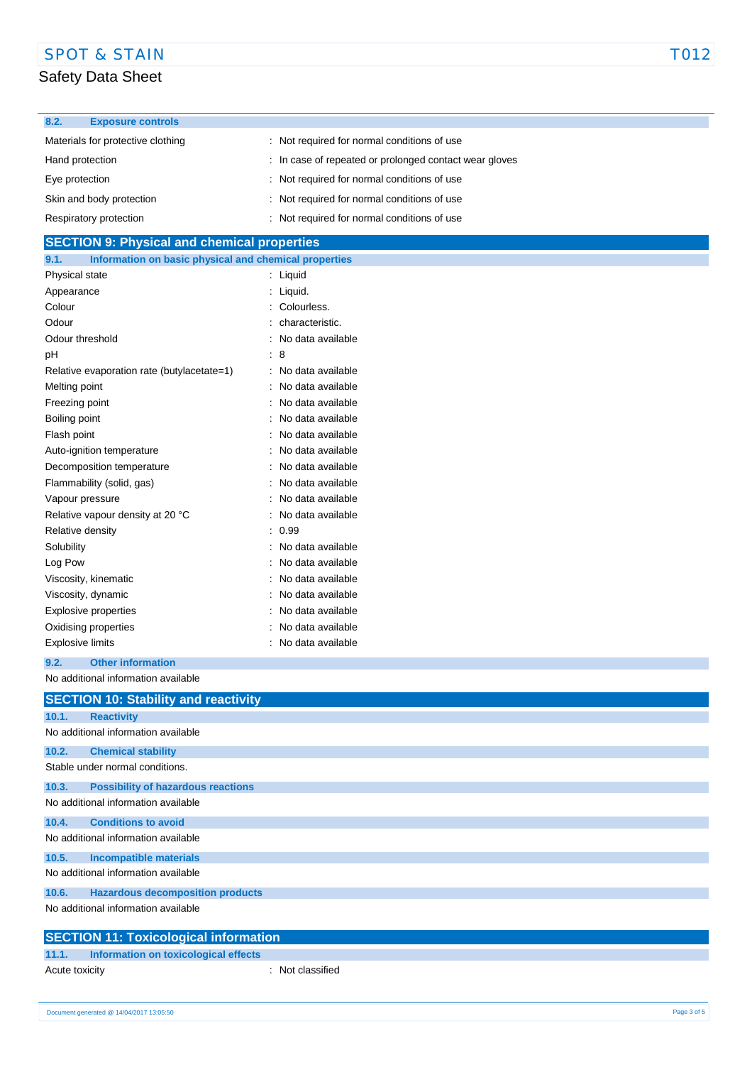### 8.2. Exposure controls

| | |
|---|---|
| Materials for protective clothing | : Not required for normal conditions of use |
| Hand protection | : In case of repeated or prolonged contact wear gloves |
| Eye protection | : Not required for normal conditions of use |
| Skin and body protection | : Not required for normal conditions of use |
| Respiratory protection | : Not required for normal conditions of use |

## SECTION 9: Physical and chemical properties

### 9.1. Information on basic physical and chemical properties

| | |
|---|---|
| Physical state | : Liquid |
| Appearance | : Liquid. |
| Colour | : Colourless. |
| Odour | : characteristic. |
| Odour threshold | : No data available |
| pH | : 8 |
| Relative evaporation rate (butylacetate=1) | : No data available |
| Melting point | : No data available |
| Freezing point | : No data available |
| Boiling point | : No data available |
| Flash point | : No data available |
| Auto-ignition temperature | : No data available |
| Decomposition temperature | : No data available |
| Flammability (solid, gas) | : No data available |
| Vapour pressure | : No data available |
| Relative vapour density at 20 °C | : No data available |
| Relative density | : 0.99 |
| Solubility | : No data available |
| Log Pow | : No data available |
| Viscosity, kinematic | : No data available |
| Viscosity, dynamic | : No data available |
| Explosive properties | : No data available |
| Oxidising properties | : No data available |
| Explosive limits | : No data available |

### 9.2. Other information

No additional information available

## SECTION 10: Stability and reactivity

### 10.1. Reactivity

No additional information available

### 10.2. Chemical stability

Stable under normal conditions.

### 10.3. Possibility of hazardous reactions

No additional information available

### 10.4. Conditions to avoid

No additional information available

### 10.5. Incompatible materials

No additional information available

### 10.6. Hazardous decomposition products

No additional information available

## SECTION 11: Toxicological information

### 11.1. Information on toxicological effects

| | |
|---|---|
| Acute toxicity | : Not classified |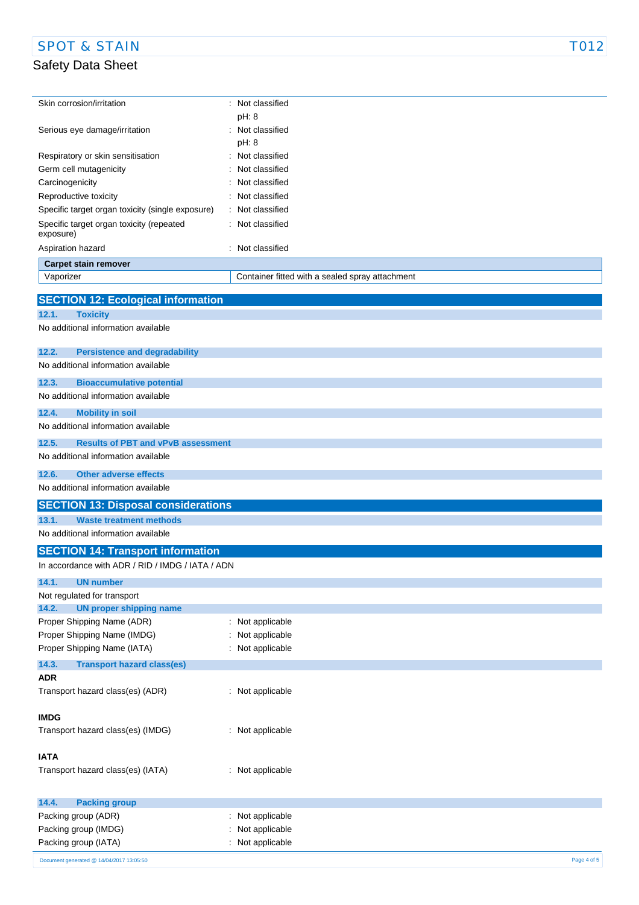Skin corrosion/irritation : Not classified
pH: 8

Serious eye damage/irritation : Not classified
pH: 8

Respiratory or skin sensitisation : Not classified

Germ cell mutagenicity : Not classified

Carcinogenicity : Not classified

Reproductive toxicity : Not classified

Specific target organ toxicity (single exposure) : Not classified

Specific target organ toxicity (repeated exposure) : Not classified

Aspiration hazard : Not classified

| **Carpet stain remover** | |
|---|---|
| Vaporizer | Container fitted with a sealed spray attachment |

## SECTION 12: Ecological information

### 12.1. Toxicity

No additional information available

### 12.2. Persistence and degradability

No additional information available

### 12.3. Bioaccumulative potential

No additional information available

### 12.4. Mobility in soil

No additional information available

### 12.5. Results of PBT and vPvB assessment

No additional information available

### 12.6. Other adverse effects

No additional information available

## SECTION 13: Disposal considerations

### 13.1. Waste treatment methods

No additional information available

## SECTION 14: Transport information

In accordance with ADR / RID / IMDG / IATA / ADN

### 14.1. UN number

Not regulated for transport

### 14.2. UN proper shipping name

Proper Shipping Name (ADR) : Not applicable

Proper Shipping Name (IMDG) : Not applicable

Proper Shipping Name (IATA) : Not applicable

### 14.3. Transport hazard class(es)

**ADR**

Transport hazard class(es) (ADR) : Not applicable

**IMDG**

Transport hazard class(es) (IMDG) : Not applicable

**IATA**

Transport hazard class(es) (IATA) : Not applicable

### 14.4. Packing group

Packing group (ADR) : Not applicable

Packing group (IMDG) : Not applicable

Packing group (IATA) : Not applicable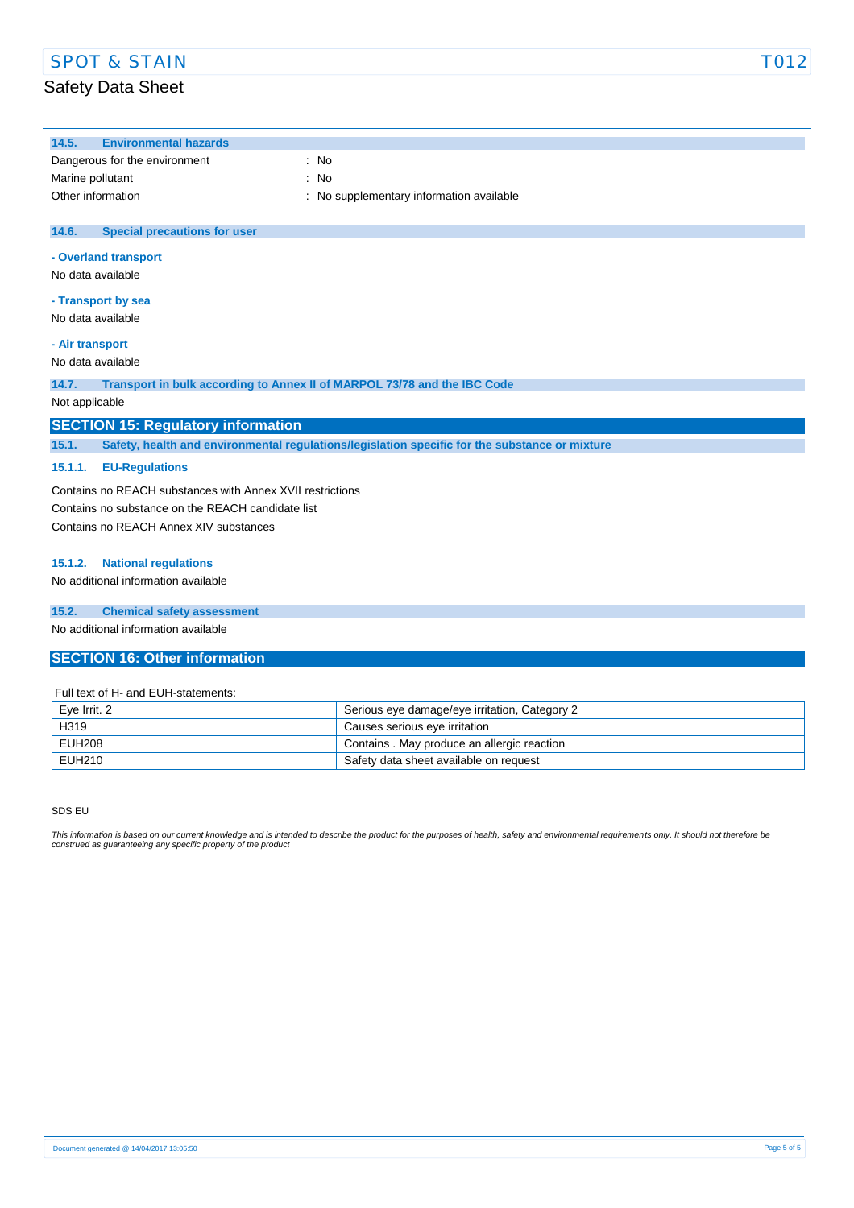### 14.5. Environmental hazards

Dangerous for the environment : No

Marine pollutant : No

Other information : No supplementary information available

### 14.6. Special precautions for user

**- Overland transport**

No data available

**- Transport by sea**

No data available

**- Air transport**

No data available

### 14.7. Transport in bulk according to Annex II of MARPOL 73/78 and the IBC Code

Not applicable

## SECTION 15: Regulatory information

### 15.1. Safety, health and environmental regulations/legislation specific for the substance or mixture

#### 15.1.1. EU-Regulations

Contains no REACH substances with Annex XVII restrictions

Contains no substance on the REACH candidate list

Contains no REACH Annex XIV substances

#### 15.1.2. National regulations

No additional information available

### 15.2. Chemical safety assessment

No additional information available

## SECTION 16: Other information

Full text of H- and EUH-statements:

| | |
|---|---|
| Eye Irrit. 2 | Serious eye damage/eye irritation, Category 2 |
| H319 | Causes serious eye irritation |
| EUH208 | Contains . May produce an allergic reaction |
| EUH210 | Safety data sheet available on request |

SDS EU

*This information is based on our current knowledge and is intended to describe the product for the purposes of health, safety and environmental requirements only. It should not therefore be construed as guaranteeing any specific property of the product*